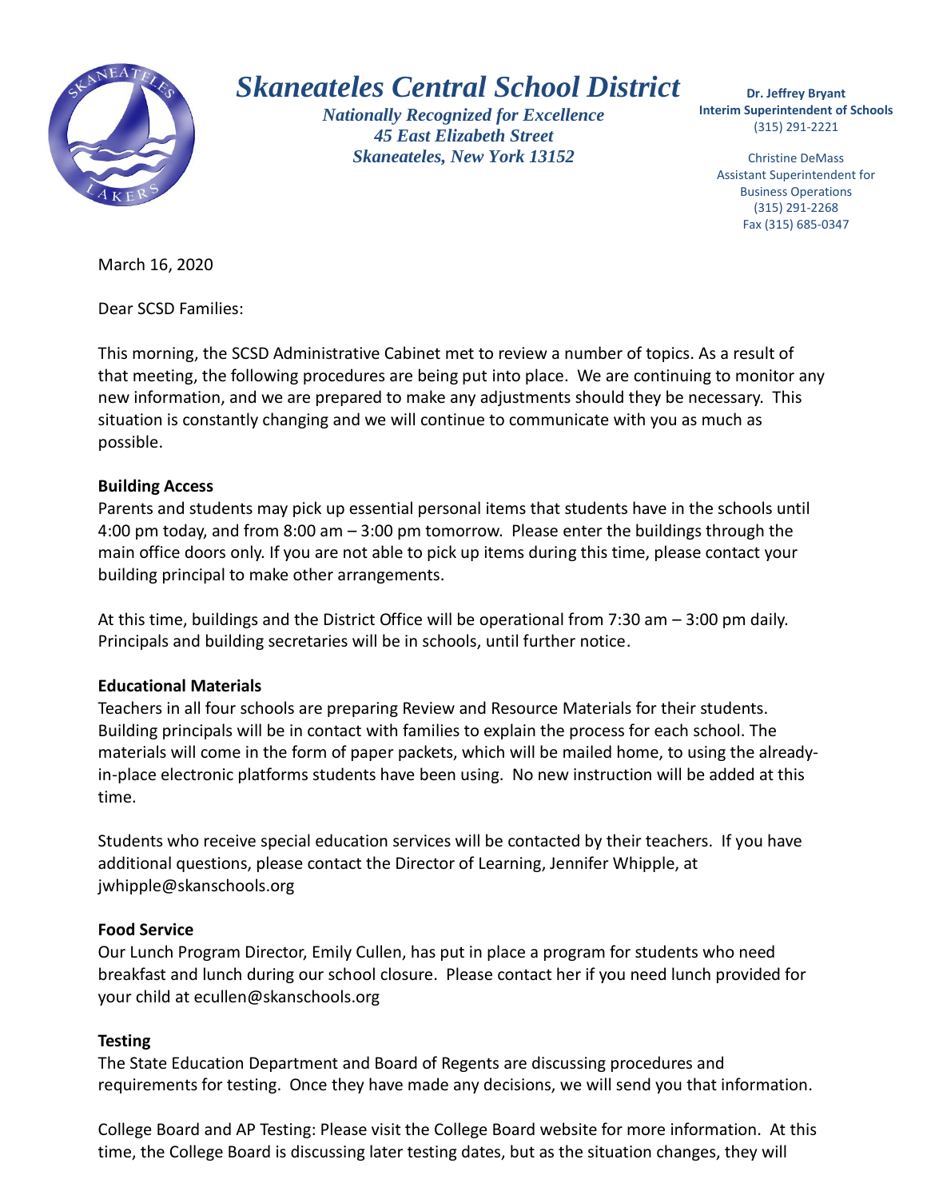# *Skaneateles Central School District*

***Nationally Recognized for Excellence***
***45 East Elizabeth Street***
***Skaneateles, New York 13152***

**Dr. Jeffrey Bryant**
**Interim Superintendent of Schools**
(315) 291-2221

Christine DeMass
Assistant Superintendent for Business Operations
(315) 291-2268
Fax (315) 685-0347

March 16, 2020

Dear SCSD Families:

This morning, the SCSD Administrative Cabinet met to review a number of topics. As a result of that meeting, the following procedures are being put into place. We are continuing to monitor any new information, and we are prepared to make any adjustments should they be necessary. This situation is constantly changing and we will continue to communicate with you as much as possible.

**Building Access**

Parents and students may pick up essential personal items that students have in the schools until 4:00 pm today, and from 8:00 am – 3:00 pm tomorrow. Please enter the buildings through the main office doors only. If you are not able to pick up items during this time, please contact your building principal to make other arrangements.

At this time, buildings and the District Office will be operational from 7:30 am – 3:00 pm daily. Principals and building secretaries will be in schools, until further notice.

**Educational Materials**

Teachers in all four schools are preparing Review and Resource Materials for their students. Building principals will be in contact with families to explain the process for each school. The materials will come in the form of paper packets, which will be mailed home, to using the already-in-place electronic platforms students have been using. No new instruction will be added at this time.

Students who receive special education services will be contacted by their teachers. If you have additional questions, please contact the Director of Learning, Jennifer Whipple, at jwhipple@skanschools.org

**Food Service**

Our Lunch Program Director, Emily Cullen, has put in place a program for students who need breakfast and lunch during our school closure. Please contact her if you need lunch provided for your child at ecullen@skanschools.org

**Testing**

The State Education Department and Board of Regents are discussing procedures and requirements for testing. Once they have made any decisions, we will send you that information.

College Board and AP Testing: Please visit the College Board website for more information. At this time, the College Board is discussing later testing dates, but as the situation changes, they will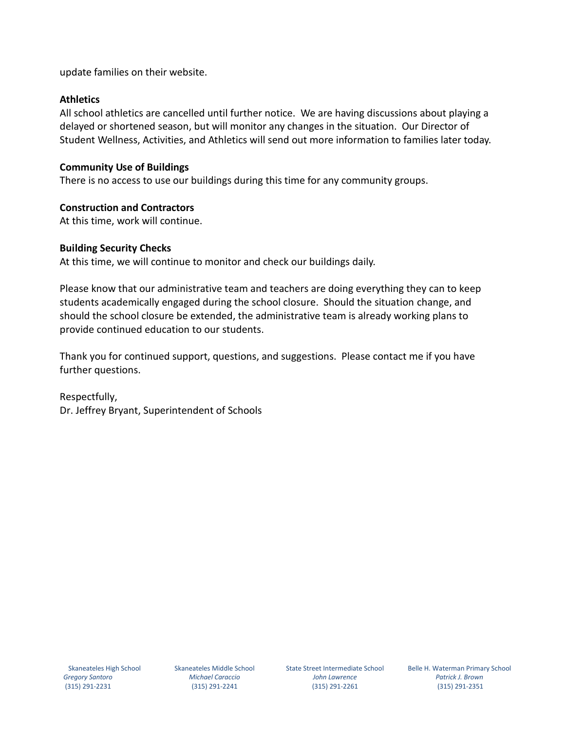update families on their website.

**Athletics**

All school athletics are cancelled until further notice. We are having discussions about playing a delayed or shortened season, but will monitor any changes in the situation. Our Director of Student Wellness, Activities, and Athletics will send out more information to families later today.

**Community Use of Buildings**

There is no access to use our buildings during this time for any community groups.

**Construction and Contractors**

At this time, work will continue.

**Building Security Checks**

At this time, we will continue to monitor and check our buildings daily.

Please know that our administrative team and teachers are doing everything they can to keep students academically engaged during the school closure. Should the situation change, and should the school closure be extended, the administrative team is already working plans to provide continued education to our students.

Thank you for continued support, questions, and suggestions. Please contact me if you have further questions.

Respectfully,
Dr. Jeffrey Bryant, Superintendent of Schools

Skaneateles High School
*Gregory Santoro*
(315) 291-2231

Skaneateles Middle School
*Michael Caraccio*
(315) 291-2241

State Street Intermediate School
*John Lawrence*
(315) 291-2261

Belle H. Waterman Primary School
*Patrick J. Brown*
(315) 291-2351